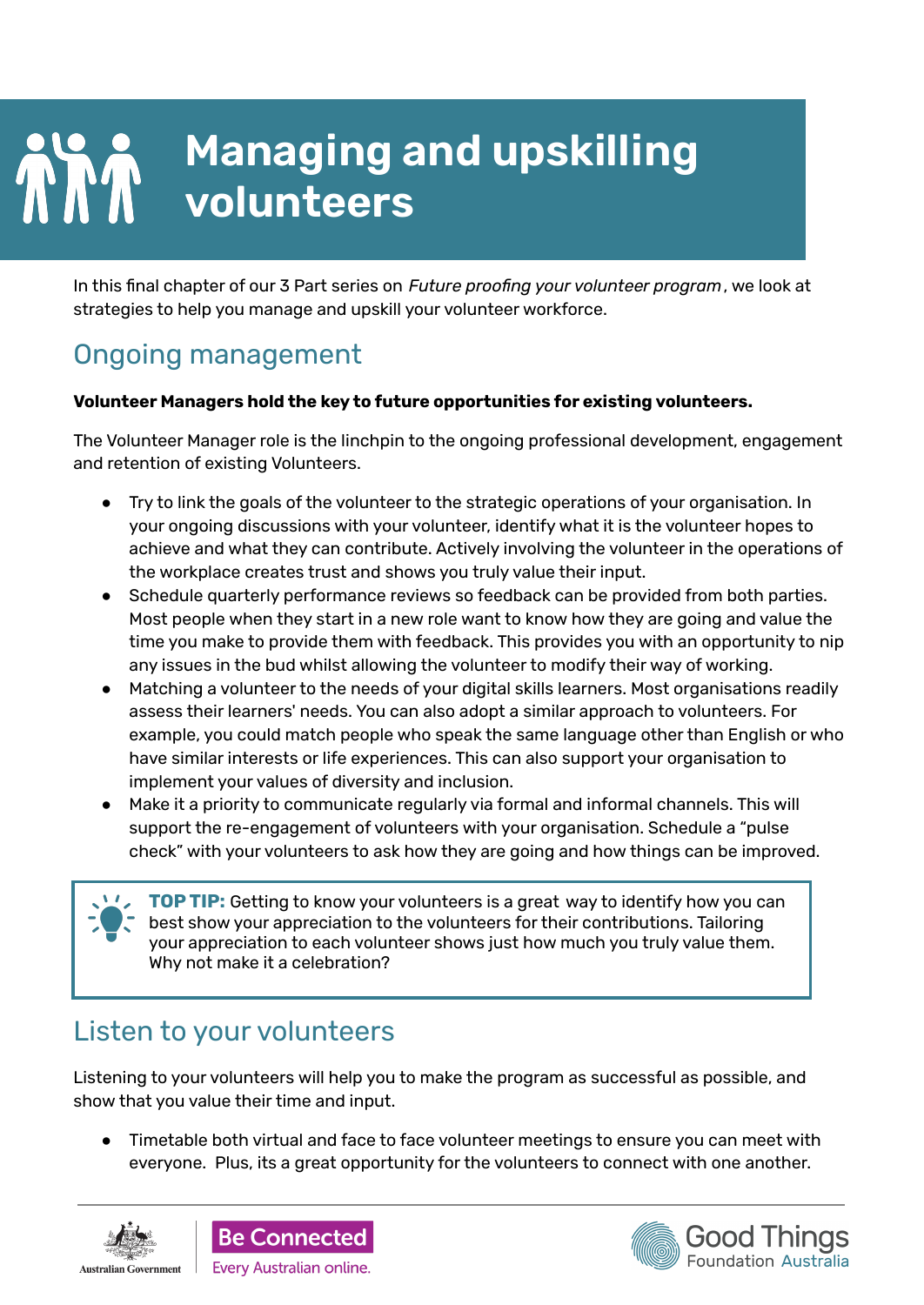# Managing and upskilling volunteers

In this final chapter of our 3 Part series on *Future proofing your volunteer program*, we look at strategies to help you manage and upskill your volunteer workforce.

## Ongoing management

**Volunteer Managers hold the key to future opportunities for existing volunteers.**

The Volunteer Manager role is the linchpin to the ongoing professional development, engagement and retention of existing Volunteers.

- Try to link the goals of the volunteer to the strategic operations of your organisation. In your ongoing discussions with your volunteer, identify what it is the volunteer hopes to achieve and what they can contribute. Actively involving the volunteer in the operations of the workplace creates trust and shows you truly value their input.
- Schedule quarterly performance reviews so feedback can be provided from both parties. Most people when they start in a new role want to know how they are going and value the time you make to provide them with feedback. This provides you with an opportunity to nip any issues in the bud whilst allowing the volunteer to modify their way of working.
- Matching a volunteer to the needs of your digital skills learners. Most organisations readily assess their learners' needs. You can also adopt a similar approach to volunteers. For example, you could match people who speak the same language other than English or who have similar interests or life experiences. This can also support your organisation to implement your values of diversity and inclusion.
- Make it a priority to communicate regularly via formal and informal channels. This will support the re-engagement of volunteers with your organisation. Schedule a "pulse check" with your volunteers to ask how they are going and how things can be improved.

> **TOP TIP:** Getting to know your volunteers is a great way to identify how you can best show your appreciation to the volunteers for their contributions. Tailoring your appreciation to each volunteer shows just how much you truly value them. Why not make it a celebration?

## Listen to your volunteers

Listening to your volunteers will help you to make the program as successful as possible, and show that you value their time and input.

- Timetable both virtual and face to face volunteer meetings to ensure you can meet with everyone. Plus, its a great opportunity for the volunteers to connect with one another.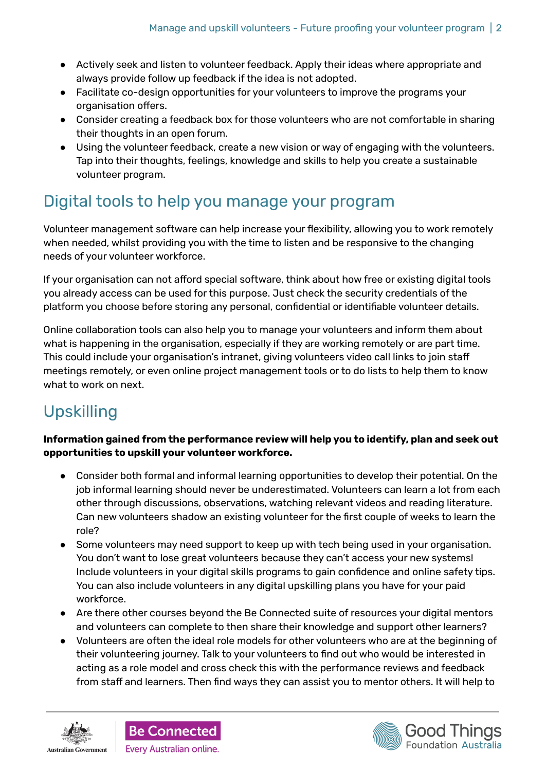- Actively seek and listen to volunteer feedback. Apply their ideas where appropriate and always provide follow up feedback if the idea is not adopted.
- Facilitate co-design opportunities for your volunteers to improve the programs your organisation offers.
- Consider creating a feedback box for those volunteers who are not comfortable in sharing their thoughts in an open forum.
- Using the volunteer feedback, create a new vision or way of engaging with the volunteers. Tap into their thoughts, feelings, knowledge and skills to help you create a sustainable volunteer program.

## Digital tools to help you manage your program

Volunteer management software can help increase your flexibility, allowing you to work remotely when needed, whilst providing you with the time to listen and be responsive to the changing needs of your volunteer workforce.

If your organisation can not afford special software, think about how free or existing digital tools you already access can be used for this purpose. Just check the security credentials of the platform you choose before storing any personal, confidential or identifiable volunteer details.

Online collaboration tools can also help you to manage your volunteers and inform them about what is happening in the organisation, especially if they are working remotely or are part time. This could include your organisation's intranet, giving volunteers video call links to join staff meetings remotely, or even online project management tools or to do lists to help them to know what to work on next.

## Upskilling

**Information gained from the performance review will help you to identify, plan and seek out opportunities to upskill your volunteer workforce.**

- Consider both formal and informal learning opportunities to develop their potential. On the job informal learning should never be underestimated. Volunteers can learn a lot from each other through discussions, observations, watching relevant videos and reading literature. Can new volunteers shadow an existing volunteer for the first couple of weeks to learn the role?
- Some volunteers may need support to keep up with tech being used in your organisation. You don't want to lose great volunteers because they can't access your new systems! Include volunteers in your digital skills programs to gain confidence and online safety tips. You can also include volunteers in any digital upskilling plans you have for your paid workforce.
- Are there other courses beyond the Be Connected suite of resources your digital mentors and volunteers can complete to then share their knowledge and support other learners?
- Volunteers are often the ideal role models for other volunteers who are at the beginning of their volunteering journey. Talk to your volunteers to find out who would be interested in acting as a role model and cross check this with the performance reviews and feedback from staff and learners. Then find ways they can assist you to mentor others. It will help to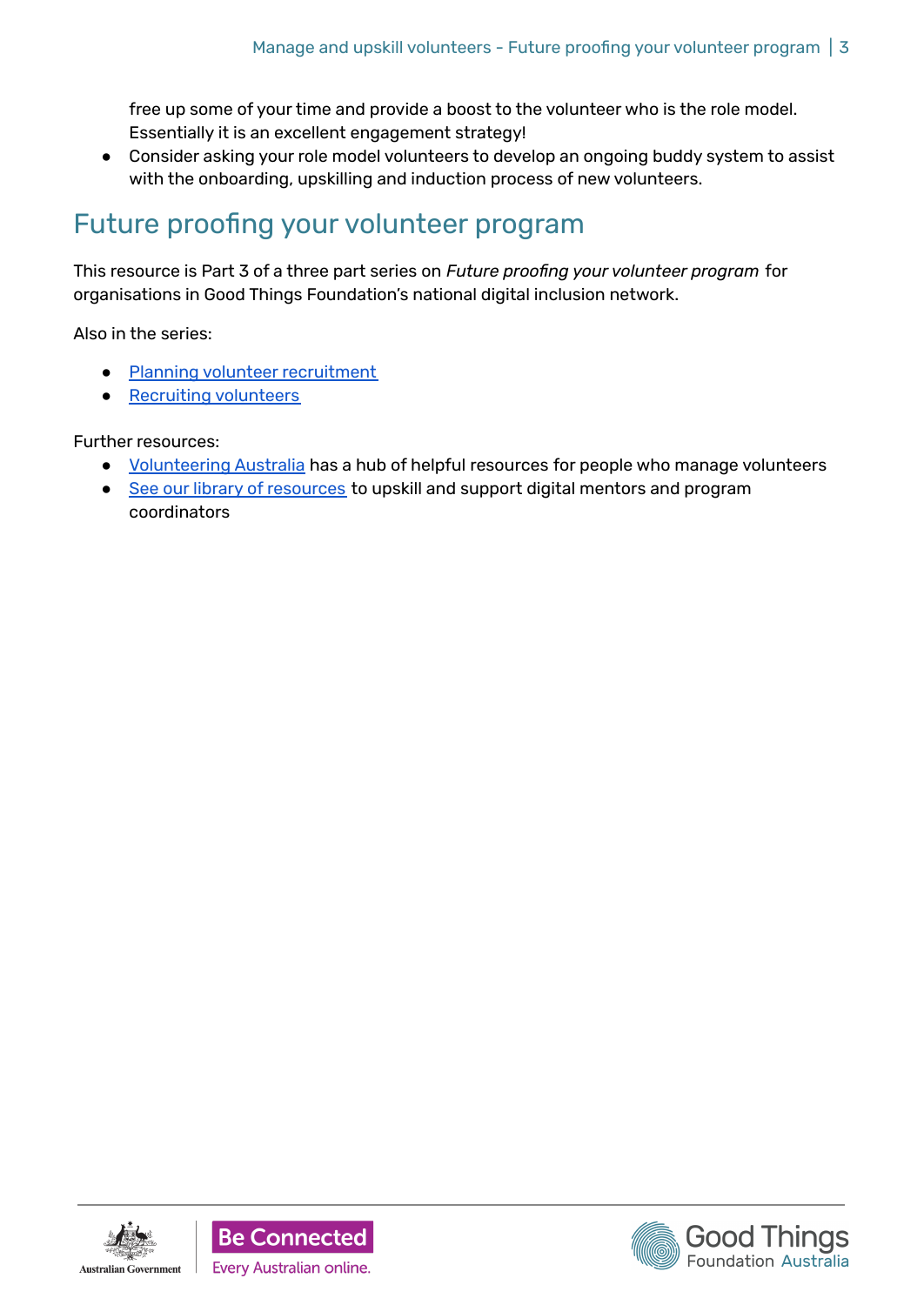free up some of your time and provide a boost to the volunteer who is the role model. Essentially it is an excellent engagement strategy!

- Consider asking your role model volunteers to develop an ongoing buddy system to assist with the onboarding, upskilling and induction process of new volunteers.

## Future proofing your volunteer program

This resource is Part 3 of a three part series on *Future proofing your volunteer program* for organisations in Good Things Foundation's national digital inclusion network.

Also in the series:

- Planning volunteer recruitment
- Recruiting volunteers

Further resources:

- Volunteering Australia has a hub of helpful resources for people who manage volunteers
- See our library of resources to upskill and support digital mentors and program coordinators